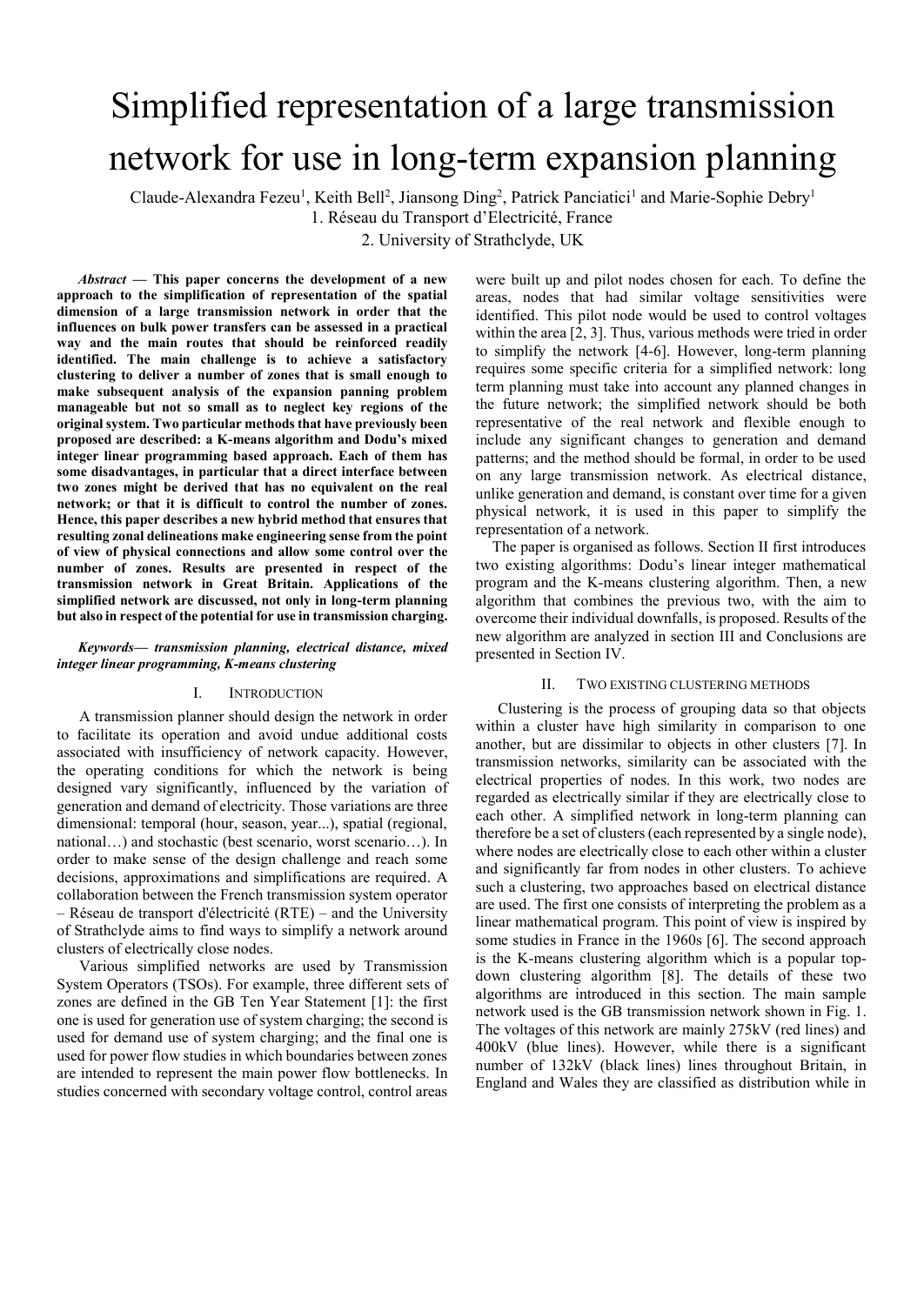# Simplified representation of a large transmission network for use in long-term expansion planning

Claude-Alexandra Fezeu[1], Keith Bell[2], Jiansong Ding[2], Patrick Panciatici[1] and Marie-Sophie Debry[1]

1. Réseau du Transport d'Electricité, France

2. University of Strathclyde, UK

***Abstract* — This paper concerns the development of a new approach to the simplification of representation of the spatial dimension of a large transmission network in order that the influences on bulk power transfers can be assessed in a practical way and the main routes that should be reinforced readily identified. The main challenge is to achieve a satisfactory clustering to deliver a number of zones that is small enough to make subsequent analysis of the expansion panning problem manageable but not so small as to neglect key regions of the original system. Two particular methods that have previously been proposed are described: a K-means algorithm and Dodu's mixed integer linear programming based approach. Each of them has some disadvantages, in particular that a direct interface between two zones might be derived that has no equivalent on the real network; or that it is difficult to control the number of zones. Hence, this paper describes a new hybrid method that ensures that resulting zonal delineations make engineering sense from the point of view of physical connections and allow some control over the number of zones. Results are presented in respect of the transmission network in Great Britain. Applications of the simplified network are discussed, not only in long-term planning but also in respect of the potential for use in transmission charging.**

***Keywords— transmission planning, electrical distance, mixed integer linear programming, K-means clustering***

## I. Introduction

A transmission planner should design the network in order to facilitate its operation and avoid undue additional costs associated with insufficiency of network capacity. However, the operating conditions for which the network is being designed vary significantly, influenced by the variation of generation and demand of electricity. Those variations are three dimensional: temporal (hour, season, year...), spatial (regional, national…) and stochastic (best scenario, worst scenario…). In order to make sense of the design challenge and reach some decisions, approximations and simplifications are required. A collaboration between the French transmission system operator – Réseau de transport d'électricité (RTE) – and the University of Strathclyde aims to find ways to simplify a network around clusters of electrically close nodes.

Various simplified networks are used by Transmission System Operators (TSOs). For example, three different sets of zones are defined in the GB Ten Year Statement [1]: the first one is used for generation use of system charging; the second is used for demand use of system charging; and the final one is used for power flow studies in which boundaries between zones are intended to represent the main power flow bottlenecks. In studies concerned with secondary voltage control, control areas were built up and pilot nodes chosen for each. To define the areas, nodes that had similar voltage sensitivities were identified. This pilot node would be used to control voltages within the area [2, 3]. Thus, various methods were tried in order to simplify the network [4-6]. However, long-term planning requires some specific criteria for a simplified network: long term planning must take into account any planned changes in the future network; the simplified network should be both representative of the real network and flexible enough to include any significant changes to generation and demand patterns; and the method should be formal, in order to be used on any large transmission network. As electrical distance, unlike generation and demand, is constant over time for a given physical network, it is used in this paper to simplify the representation of a network.

The paper is organised as follows. Section II first introduces two existing algorithms: Dodu's linear integer mathematical program and the K-means clustering algorithm. Then, a new algorithm that combines the previous two, with the aim to overcome their individual downfalls, is proposed. Results of the new algorithm are analyzed in section III and Conclusions are presented in Section IV.

## II. Two existing clustering methods

Clustering is the process of grouping data so that objects within a cluster have high similarity in comparison to one another, but are dissimilar to objects in other clusters [7]. In transmission networks, similarity can be associated with the electrical properties of nodes. In this work, two nodes are regarded as electrically similar if they are electrically close to each other. A simplified network in long-term planning can therefore be a set of clusters (each represented by a single node), where nodes are electrically close to each other within a cluster and significantly far from nodes in other clusters. To achieve such a clustering, two approaches based on electrical distance are used. The first one consists of interpreting the problem as a linear mathematical program. This point of view is inspired by some studies in France in the 1960s [6]. The second approach is the K-means clustering algorithm which is a popular top-down clustering algorithm [8]. The details of these two algorithms are introduced in this section. The main sample network used is the GB transmission network shown in Fig. 1. The voltages of this network are mainly 275kV (red lines) and 400kV (blue lines). However, while there is a significant number of 132kV (black lines) lines throughout Britain, in England and Wales they are classified as distribution while in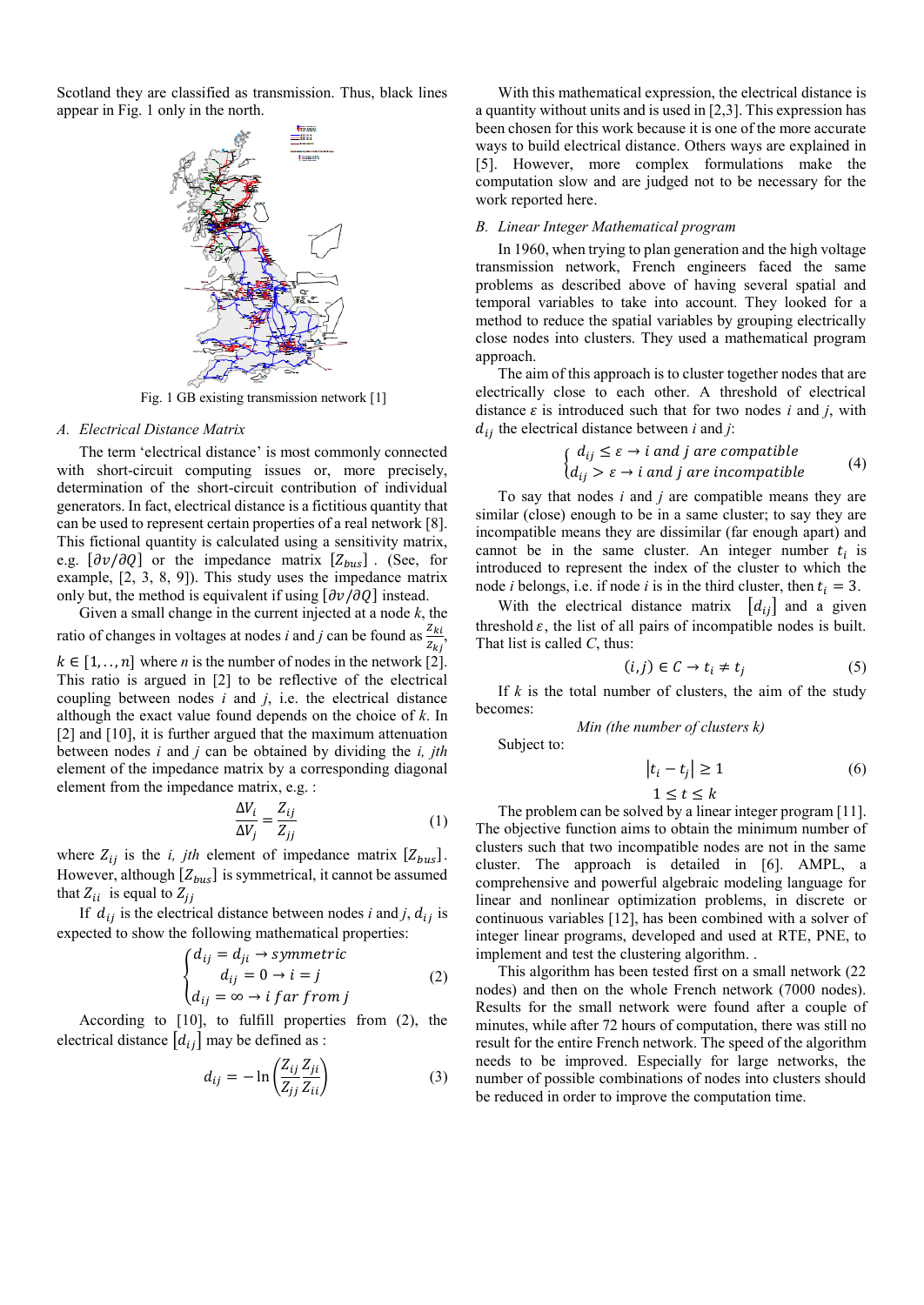Scotland they are classified as transmission. Thus, black lines appear in Fig. 1 only in the north.

Fig. 1 GB existing transmission network [1]

### *A. Electrical Distance Matrix*

The term ‘electrical distance’ is most commonly connected with short-circuit computing issues or, more precisely, determination of the short-circuit contribution of individual generators. In fact, electrical distance is a fictitious quantity that can be used to represent certain properties of a real network [8]. This fictional quantity is calculated using a sensitivity matrix, e.g. $[\partial v/\partial Q]$ or the impedance matrix $[Z_{bus}]$. (See, for example, [2, 3, 8, 9]). This study uses the impedance matrix only but, the method is equivalent if using $[\partial v/\partial Q]$ instead.

Given a small change in the current injected at a node *k*, the ratio of changes in voltages at nodes *i* and *j* can be found as $\frac{Z_{ki}}{Z_{kj}}$, $k \in [1,..,n]$ where *n* is the number of nodes in the network [2]. This ratio is argued in [2] to be reflective of the electrical coupling between nodes *i* and *j*, i.e. the electrical distance although the exact value found depends on the choice of *k*. In [2] and [10], it is further argued that the maximum attenuation between nodes *i* and *j* can be obtained by dividing the *i, jth* element of the impedance matrix by a corresponding diagonal element from the impedance matrix, e.g. :

$$\frac{\Delta V_i}{\Delta V_j} = \frac{Z_{ij}}{Z_{jj}} \tag{1}$$

where $Z_{ij}$ is the *i, jth* element of impedance matrix $[Z_{bus}]$. However, although $[Z_{bus}]$ is symmetrical, it cannot be assumed that $Z_{ii}$ is equal to $Z_{jj}$

If $d_{ij}$ is the electrical distance between nodes *i* and *j*, $d_{ij}$ is expected to show the following mathematical properties:

$$\begin{cases} d_{ij} = d_{ji} \rightarrow symmetric \\ d_{ij} = 0 \rightarrow i = j \\ d_{ij} = \infty \rightarrow i \; far \; from \; j \end{cases} \tag{2}$$

According to [10], to fulfill properties from (2), the electrical distance $[d_{ij}]$ may be defined as :

$$d_{ij} = -\ln\left(\frac{Z_{ij}\,Z_{ji}}{Z_{jj}\,Z_{ii}}\right) \tag{3}$$

With this mathematical expression, the electrical distance is a quantity without units and is used in [2,3]. This expression has been chosen for this work because it is one of the more accurate ways to build electrical distance. Others ways are explained in [5]. However, more complex formulations make the computation slow and are judged not to be necessary for the work reported here.

### *B. Linear Integer Mathematical program*

In 1960, when trying to plan generation and the high voltage transmission network, French engineers faced the same problems as described above of having several spatial and temporal variables to take into account. They looked for a method to reduce the spatial variables by grouping electrically close nodes into clusters. They used a mathematical program approach.

The aim of this approach is to cluster together nodes that are electrically close to each other. A threshold of electrical distance $\varepsilon$ is introduced such that for two nodes *i* and *j*, with $d_{ij}$ the electrical distance between *i* and *j*:

$$\begin{cases} d_{ij} \le \varepsilon \rightarrow i \text{ and } j \text{ are compatible} \\ d_{ij} > \varepsilon \rightarrow i \text{ and } j \text{ are incompatible} \end{cases} \tag{4}$$

To say that nodes *i* and *j* are compatible means they are similar (close) enough to be in a same cluster; to say they are incompatible means they are dissimilar (far enough apart) and cannot be in the same cluster. An integer number $t_i$ is introduced to represent the index of the cluster to which the node *i* belongs, i.e. if node *i* is in the third cluster, then $t_i = 3$.

With the electrical distance matrix $[d_{ij}]$ and a given threshold $\varepsilon$, the list of all pairs of incompatible nodes is built. That list is called *C*, thus:

$$(i,j) \in C \rightarrow t_i \neq t_j \tag{5}$$

If *k* is the total number of clusters, the aim of the study becomes:

*Min (the number of clusters k)*

Subject to:

$$\begin{gathered} |t_i - t_j| \ge 1 \\ 1 \le t \le k \end{gathered} \tag{6}$$

The problem can be solved by a linear integer program [11]. The objective function aims to obtain the minimum number of clusters such that two incompatible nodes are not in the same cluster. The approach is detailed in [6]. AMPL, a comprehensive and powerful algebraic modeling language for linear and nonlinear optimization problems, in discrete or continuous variables [12], has been combined with a solver of integer linear programs, developed and used at RTE, PNE, to implement and test the clustering algorithm. .

This algorithm has been tested first on a small network (22 nodes) and then on the whole French network (7000 nodes). Results for the small network were found after a couple of minutes, while after 72 hours of computation, there was still no result for the entire French network. The speed of the algorithm needs to be improved. Especially for large networks, the number of possible combinations of nodes into clusters should be reduced in order to improve the computation time.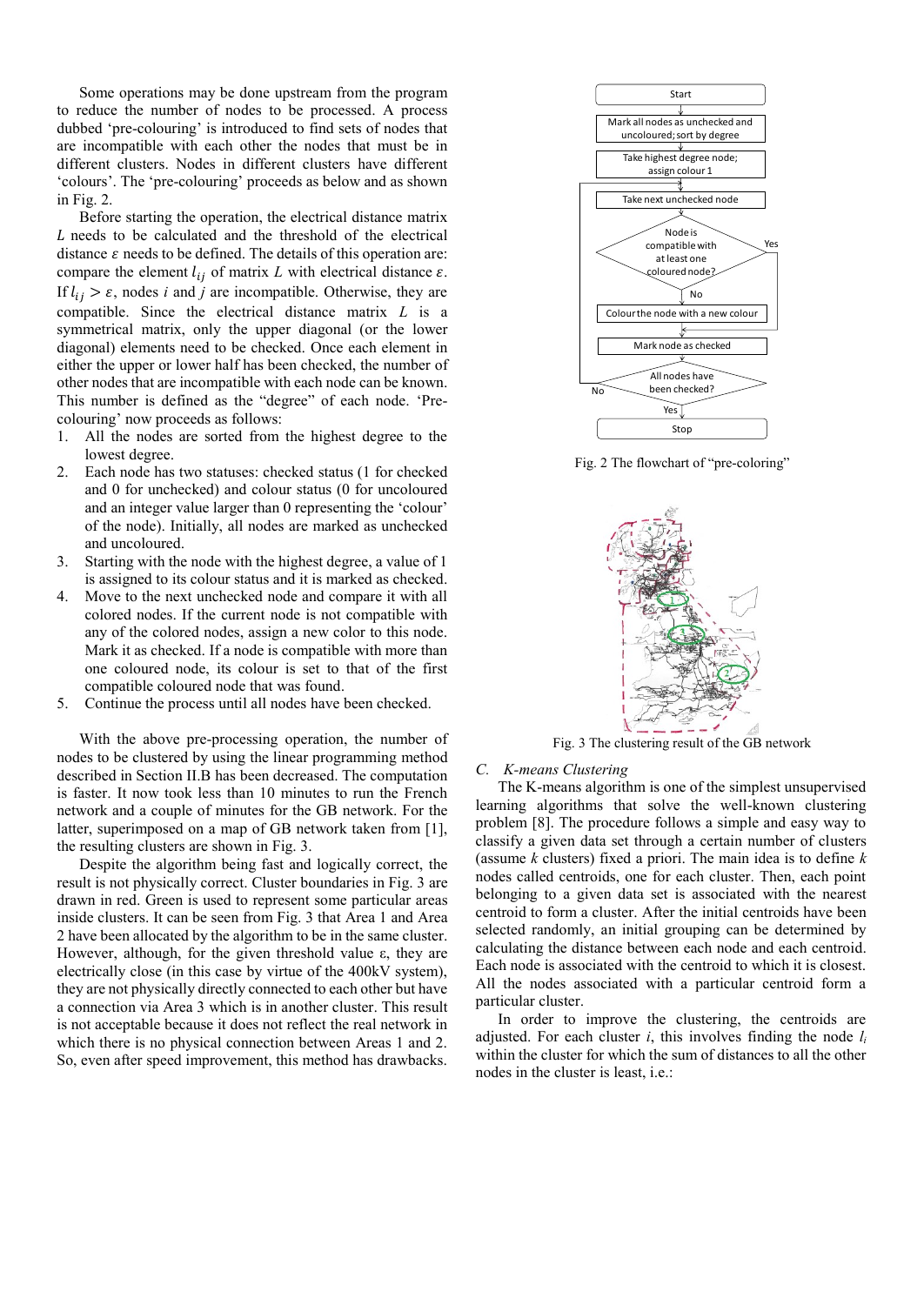Some operations may be done upstream from the program to reduce the number of nodes to be processed. A process dubbed 'pre-colouring' is introduced to find sets of nodes that are incompatible with each other the nodes that must be in different clusters. Nodes in different clusters have different 'colours'. The 'pre-colouring' proceeds as below and as shown in Fig. 2.

Before starting the operation, the electrical distance matrix $L$ needs to be calculated and the threshold of the electrical distance $\varepsilon$ needs to be defined. The details of this operation are: compare the element $l_{ij}$ of matrix $L$ with electrical distance $\varepsilon$. If $l_{ij} > \varepsilon$, nodes $i$ and $j$ are incompatible. Otherwise, they are compatible. Since the electrical distance matrix $L$ is a symmetrical matrix, only the upper diagonal (or the lower diagonal) elements need to be checked. Once each element in either the upper or lower half has been checked, the number of other nodes that are incompatible with each node can be known. This number is defined as the "degree" of each node. 'Pre-colouring' now proceeds as follows:

1. All the nodes are sorted from the highest degree to the lowest degree.
2. Each node has two statuses: checked status (1 for checked and 0 for unchecked) and colour status (0 for uncoloured and an integer value larger than 0 representing the 'colour' of the node). Initially, all nodes are marked as unchecked and uncoloured.
3. Starting with the node with the highest degree, a value of 1 is assigned to its colour status and it is marked as checked.
4. Move to the next unchecked node and compare it with all colored nodes. If the current node is not compatible with any of the colored nodes, assign a new color to this node. Mark it as checked. If a node is compatible with more than one coloured node, its colour is set to that of the first compatible coloured node that was found.
5. Continue the process until all nodes have been checked.

With the above pre-processing operation, the number of nodes to be clustered by using the linear programming method described in Section II.B has been decreased. The computation is faster. It now took less than 10 minutes to run the French network and a couple of minutes for the GB network. For the latter, superimposed on a map of GB network taken from [1], the resulting clusters are shown in Fig. 3.

Despite the algorithm being fast and logically correct, the result is not physically correct. Cluster boundaries in Fig. 3 are drawn in red. Green is used to represent some particular areas inside clusters. It can be seen from Fig. 3 that Area 1 and Area 2 have been allocated by the algorithm to be in the same cluster. However, although, for the given threshold value ε, they are electrically close (in this case by virtue of the 400kV system), they are not physically directly connected to each other but have a connection via Area 3 which is in another cluster. This result is not acceptable because it does not reflect the real network in which there is no physical connection between Areas 1 and 2. So, even after speed improvement, this method has drawbacks.

Fig. 2 The flowchart of "pre-coloring"

Fig. 3 The clustering result of the GB network

### C. K-means Clustering

The K-means algorithm is one of the simplest unsupervised learning algorithms that solve the well-known clustering problem [8]. The procedure follows a simple and easy way to classify a given data set through a certain number of clusters (assume $k$ clusters) fixed a priori. The main idea is to define $k$ nodes called centroids, one for each cluster. Then, each point belonging to a given data set is associated with the nearest centroid to form a cluster. After the initial centroids have been selected randomly, an initial grouping can be determined by calculating the distance between each node and each centroid. Each node is associated with the centroid to which it is closest. All the nodes associated with a particular centroid form a particular cluster.

In order to improve the clustering, the centroids are adjusted. For each cluster $i$, this involves finding the node $l_i$ within the cluster for which the sum of distances to all the other nodes in the cluster is least, i.e.: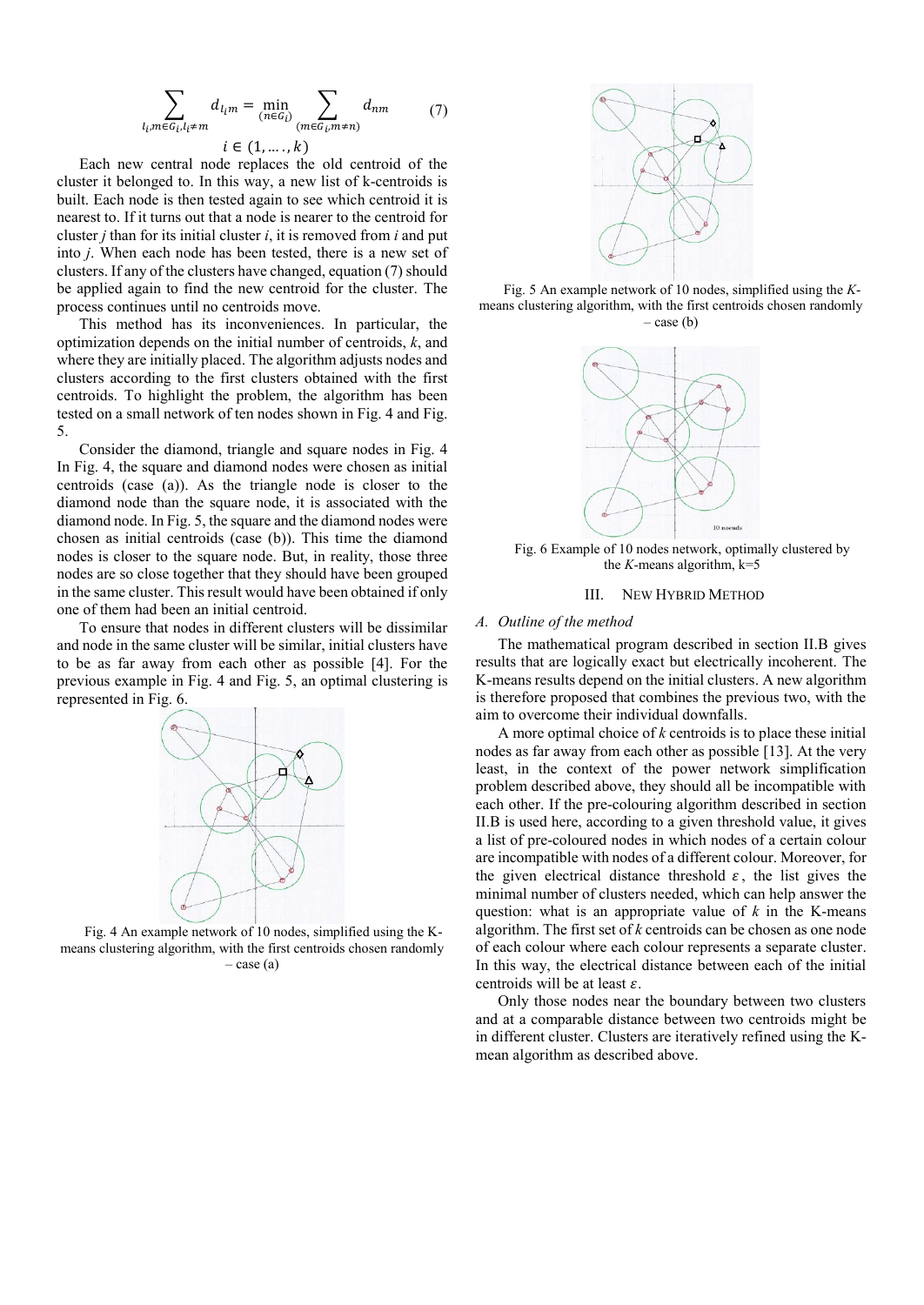$$\sum_{l_i,m\in G_i,l_i\neq m} d_{l_i m} = \min_{(n\in G_i)} \sum_{(m\in G_i,m\neq n)} d_{nm} \qquad (7)$$

$$i \in (1, \dots, k)$$

Each new central node replaces the old centroid of the cluster it belonged to. In this way, a new list of k-centroids is built. Each node is then tested again to see which centroid it is nearest to. If it turns out that a node is nearer to the centroid for cluster *j* than for its initial cluster *i*, it is removed from *i* and put into *j*. When each node has been tested, there is a new set of clusters. If any of the clusters have changed, equation (7) should be applied again to find the new centroid for the cluster. The process continues until no centroids move.

This method has its inconveniences. In particular, the optimization depends on the initial number of centroids, *k*, and where they are initially placed. The algorithm adjusts nodes and clusters according to the first clusters obtained with the first centroids. To highlight the problem, the algorithm has been tested on a small network of ten nodes shown in Fig. 4 and Fig. 5.

Consider the diamond, triangle and square nodes in Fig. 4 In Fig. 4, the square and diamond nodes were chosen as initial centroids (case (a)). As the triangle node is closer to the diamond node than the square node, it is associated with the diamond node. In Fig. 5, the square and the diamond nodes were chosen as initial centroids (case (b)). This time the diamond nodes is closer to the square node. But, in reality, those three nodes are so close together that they should have been grouped in the same cluster. This result would have been obtained if only one of them had been an initial centroid.

To ensure that nodes in different clusters will be dissimilar and node in the same cluster will be similar, initial clusters have to be as far away from each other as possible [4]. For the previous example in Fig. 4 and Fig. 5, an optimal clustering is represented in Fig. 6.

Fig. 4 An example network of 10 nodes, simplified using the K-means clustering algorithm, with the first centroids chosen randomly – case (a)

Fig. 5 An example network of 10 nodes, simplified using the *K*-means clustering algorithm, with the first centroids chosen randomly – case (b)

10 noeuds

Fig. 6 Example of 10 nodes network, optimally clustered by the *K*-means algorithm, k=5

## III. New Hybrid Method

### A. Outline of the method

The mathematical program described in section II.B gives results that are logically exact but electrically incoherent. The K-means results depend on the initial clusters. A new algorithm is therefore proposed that combines the previous two, with the aim to overcome their individual downfalls.

A more optimal choice of *k* centroids is to place these initial nodes as far away from each other as possible [13]. At the very least, in the context of the power network simplification problem described above, they should all be incompatible with each other. If the pre-colouring algorithm described in section II.B is used here, according to a given threshold value, it gives a list of pre-coloured nodes in which nodes of a certain colour are incompatible with nodes of a different colour. Moreover, for the given electrical distance threshold $\varepsilon$, the list gives the minimal number of clusters needed, which can help answer the question: what is an appropriate value of *k* in the K-means algorithm. The first set of *k* centroids can be chosen as one node of each colour where each colour represents a separate cluster. In this way, the electrical distance between each of the initial centroids will be at least $\varepsilon$.

Only those nodes near the boundary between two clusters and at a comparable distance between two centroids might be in different cluster. Clusters are iteratively refined using the K-mean algorithm as described above.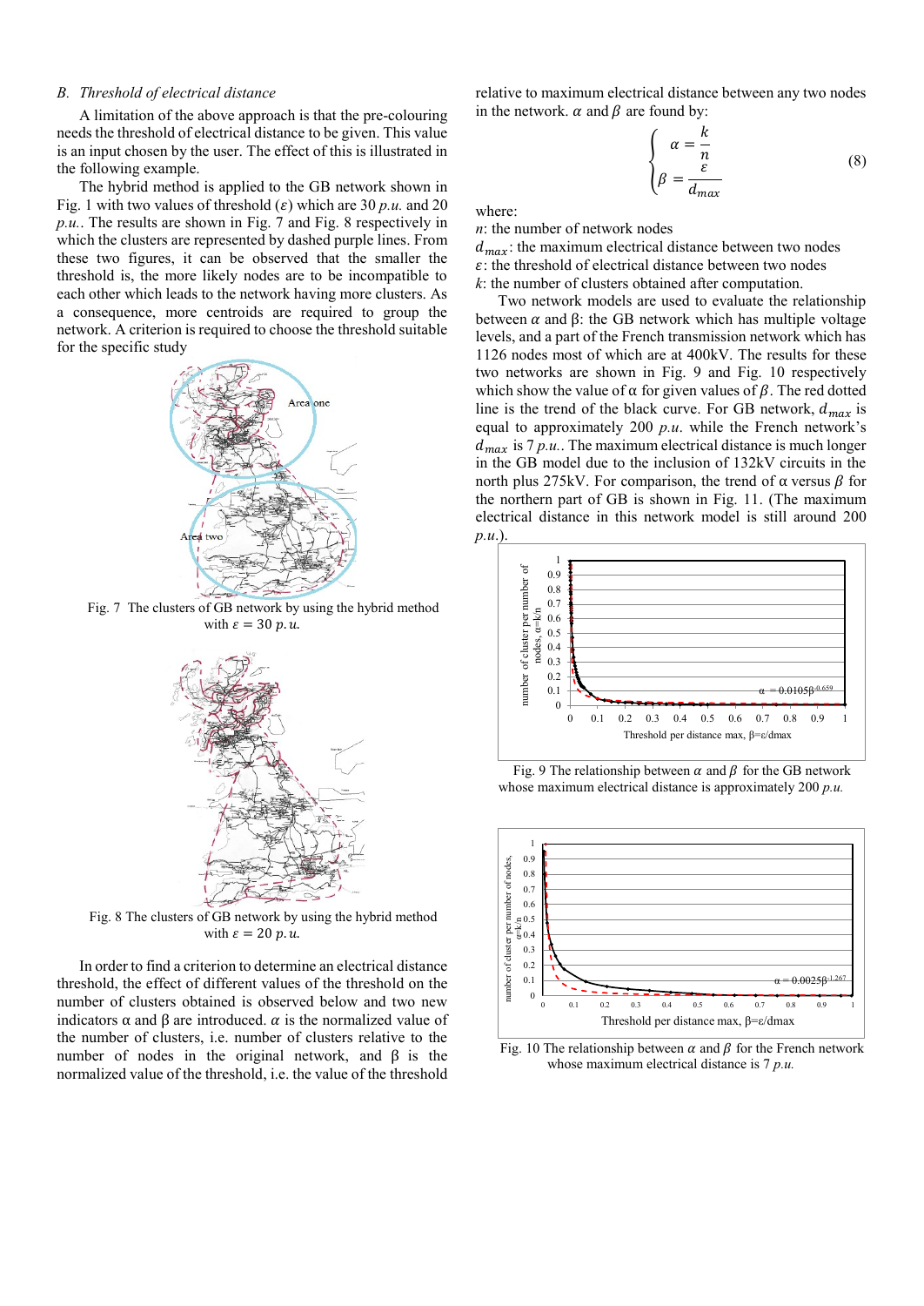### B. Threshold of electrical distance

A limitation of the above approach is that the pre-colouring needs the threshold of electrical distance to be given. This value is an input chosen by the user. The effect of this is illustrated in the following example.

The hybrid method is applied to the GB network shown in Fig. 1 with two values of threshold ($\varepsilon$) which are 30 *p.u.* and 20 *p.u.*. The results are shown in Fig. 7 and Fig. 8 respectively in which the clusters are represented by dashed purple lines. From these two figures, it can be observed that the smaller the threshold is, the more likely nodes are to be incompatible to each other which leads to the network having more clusters. As a consequence, more centroids are required to group the network. A criterion is required to choose the threshold suitable for the specific study

Fig. 7 The clusters of GB network by using the hybrid method with $\varepsilon = 30\ p.u.$

Fig. 8 The clusters of GB network by using the hybrid method with $\varepsilon = 20\ p.u.$

In order to find a criterion to determine an electrical distance threshold, the effect of different values of the threshold on the number of clusters obtained is observed below and two new indicators α and β are introduced. $\alpha$ is the normalized value of the number of clusters, i.e. number of clusters relative to the number of nodes in the original network, and β is the normalized value of the threshold, i.e. the value of the threshold relative to maximum electrical distance between any two nodes in the network. $\alpha$ and $\beta$ are found by:

$$\begin{cases} \alpha = \dfrac{k}{n} \\ \beta = \dfrac{\varepsilon}{d_{max}} \end{cases} \tag{8}$$

where:

$n$: the number of network nodes

$d_{max}$: the maximum electrical distance between two nodes

$\varepsilon$: the threshold of electrical distance between two nodes

$k$: the number of clusters obtained after computation.

Two network models are used to evaluate the relationship between $\alpha$ and β: the GB network which has multiple voltage levels, and a part of the French transmission network which has 1126 nodes most of which are at 400kV. The results for these two networks are shown in Fig. 9 and Fig. 10 respectively which show the value of α for given values of $\beta$. The red dotted line is the trend of the black curve. For GB network, $d_{max}$ is equal to approximately 200 *p.u.* while the French network's $d_{max}$ is 7 *p.u.*. The maximum electrical distance is much longer in the GB model due to the inclusion of 132kV circuits in the north plus 275kV. For comparison, the trend of α versus $\beta$ for the northern part of GB is shown in Fig. 11. (The maximum electrical distance in this network model is still around 200 *p.u.*).

Fig. 9 The relationship between $\alpha$ and $\beta$ for the GB network whose maximum electrical distance is approximately 200 *p.u.*

Fig. 10 The relationship between $\alpha$ and $\beta$ for the French network whose maximum electrical distance is 7 *p.u.*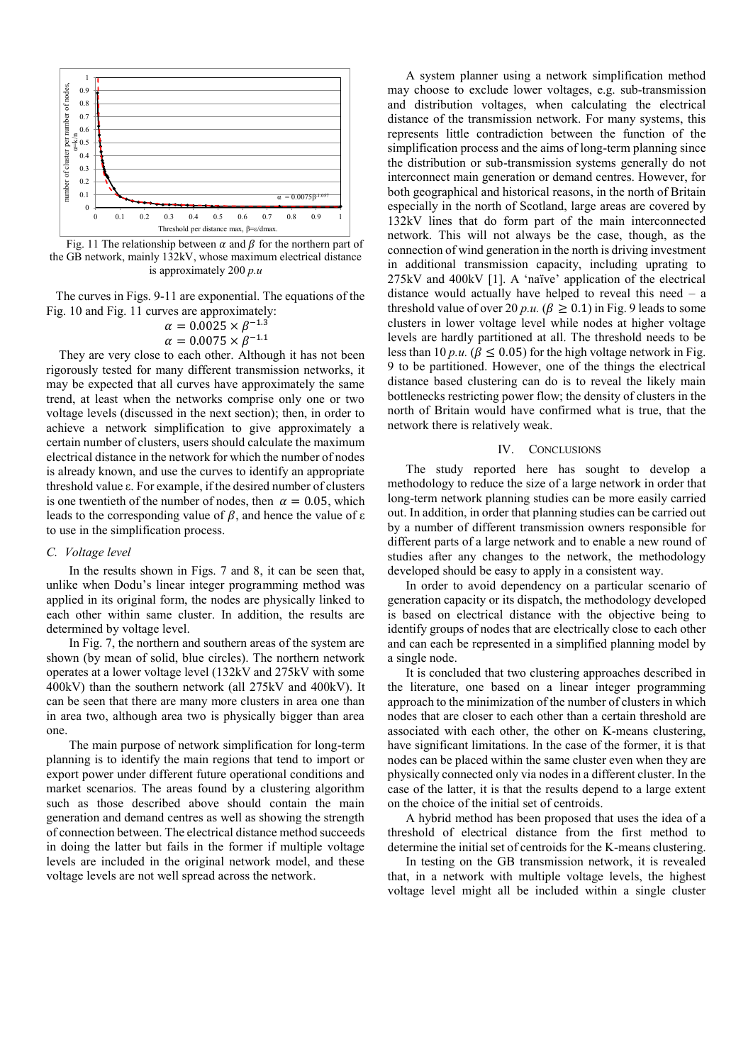Fig. 11 The relationship between $\alpha$ and $\beta$ for the northern part of the GB network, mainly 132kV, whose maximum electrical distance is approximately 200 *p.u*

The curves in Figs. 9-11 are exponential. The equations of the Fig. 10 and Fig. 11 curves are approximately:

$$\alpha = 0.0025 \times \beta^{-1.3}$$

$$\alpha = 0.0075 \times \beta^{-1.1}$$

They are very close to each other. Although it has not been rigorously tested for many different transmission networks, it may be expected that all curves have approximately the same trend, at least when the networks comprise only one or two voltage levels (discussed in the next section); then, in order to achieve a network simplification to give approximately a certain number of clusters, users should calculate the maximum electrical distance in the network for which the number of nodes is already known, and use the curves to identify an appropriate threshold value ε. For example, if the desired number of clusters is one twentieth of the number of nodes, then $\alpha = 0.05$, which leads to the corresponding value of $\beta$, and hence the value of ε to use in the simplification process.

### C. Voltage level

In the results shown in Figs. 7 and 8, it can be seen that, unlike when Dodu's linear integer programming method was applied in its original form, the nodes are physically linked to each other within same cluster. In addition, the results are determined by voltage level.

In Fig. 7, the northern and southern areas of the system are shown (by mean of solid, blue circles). The northern network operates at a lower voltage level (132kV and 275kV with some 400kV) than the southern network (all 275kV and 400kV). It can be seen that there are many more clusters in area one than in area two, although area two is physically bigger than area one.

The main purpose of network simplification for long-term planning is to identify the main regions that tend to import or export power under different future operational conditions and market scenarios. The areas found by a clustering algorithm such as those described above should contain the main generation and demand centres as well as showing the strength of connection between. The electrical distance method succeeds in doing the latter but fails in the former if multiple voltage levels are included in the original network model, and these voltage levels are not well spread across the network.

A system planner using a network simplification method may choose to exclude lower voltages, e.g. sub-transmission and distribution voltages, when calculating the electrical distance of the transmission network. For many systems, this represents little contradiction between the function of the simplification process and the aims of long-term planning since the distribution or sub-transmission systems generally do not interconnect main generation or demand centres. However, for both geographical and historical reasons, in the north of Britain especially in the north of Scotland, large areas are covered by 132kV lines that do form part of the main interconnected network. This will not always be the case, though, as the connection of wind generation in the north is driving investment in additional transmission capacity, including uprating to 275kV and 400kV [1]. A 'naïve' application of the electrical distance would actually have helped to reveal this need – a threshold value of over 20 *p.u.* ($\beta \geq 0.1$) in Fig. 9 leads to some clusters in lower voltage level while nodes at higher voltage levels are hardly partitioned at all. The threshold needs to be less than 10 *p.u.* ($\beta \leq 0.05$) for the high voltage network in Fig. 9 to be partitioned. However, one of the things the electrical distance based clustering can do is to reveal the likely main bottlenecks restricting power flow; the density of clusters in the north of Britain would have confirmed what is true, that the network there is relatively weak.

## IV. Conclusions

The study reported here has sought to develop a methodology to reduce the size of a large network in order that long-term network planning studies can be more easily carried out. In addition, in order that planning studies can be carried out by a number of different transmission owners responsible for different parts of a large network and to enable a new round of studies after any changes to the network, the methodology developed should be easy to apply in a consistent way.

In order to avoid dependency on a particular scenario of generation capacity or its dispatch, the methodology developed is based on electrical distance with the objective being to identify groups of nodes that are electrically close to each other and can each be represented in a simplified planning model by a single node.

It is concluded that two clustering approaches described in the literature, one based on a linear integer programming approach to the minimization of the number of clusters in which nodes that are closer to each other than a certain threshold are associated with each other, the other on K-means clustering, have significant limitations. In the case of the former, it is that nodes can be placed within the same cluster even when they are physically connected only via nodes in a different cluster. In the case of the latter, it is that the results depend to a large extent on the choice of the initial set of centroids.

A hybrid method has been proposed that uses the idea of a threshold of electrical distance from the first method to determine the initial set of centroids for the K-means clustering.

In testing on the GB transmission network, it is revealed that, in a network with multiple voltage levels, the highest voltage level might all be included within a single cluster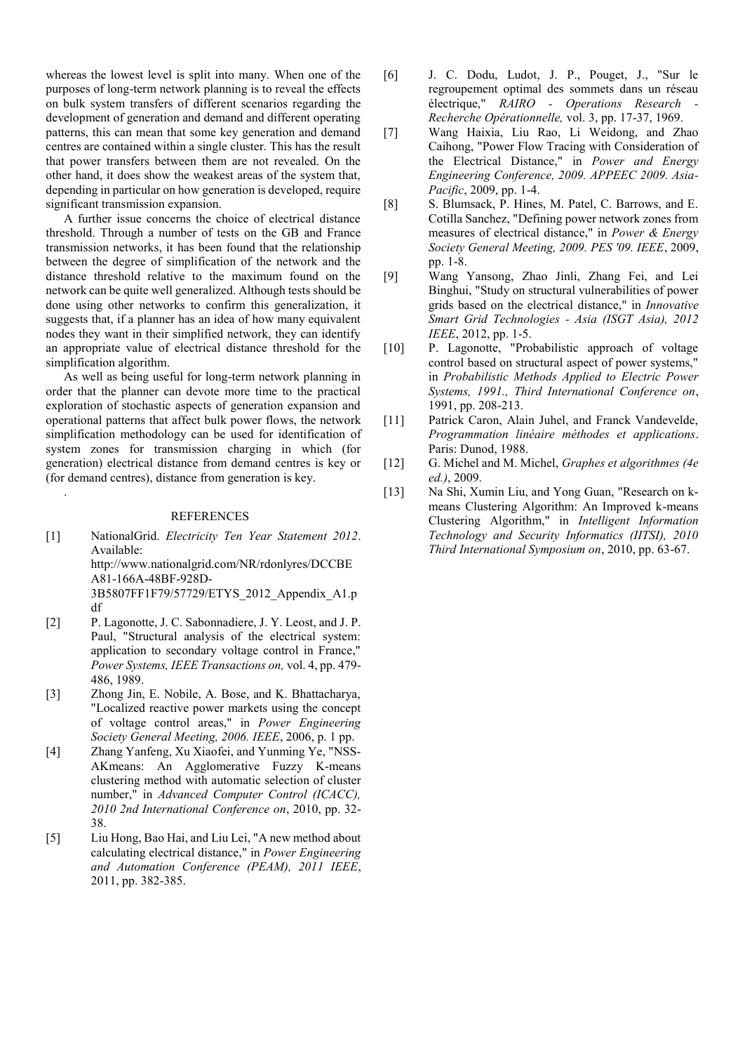whereas the lowest level is split into many. When one of the purposes of long-term network planning is to reveal the effects on bulk system transfers of different scenarios regarding the development of generation and demand and different operating patterns, this can mean that some key generation and demand centres are contained within a single cluster. This has the result that power transfers between them are not revealed. On the other hand, it does show the weakest areas of the system that, depending in particular on how generation is developed, require significant transmission expansion.

A further issue concerns the choice of electrical distance threshold. Through a number of tests on the GB and France transmission networks, it has been found that the relationship between the degree of simplification of the network and the distance threshold relative to the maximum found on the network can be quite well generalized. Although tests should be done using other networks to confirm this generalization, it suggests that, if a planner has an idea of how many equivalent nodes they want in their simplified network, they can identify an appropriate value of electrical distance threshold for the simplification algorithm.

As well as being useful for long-term network planning in order that the planner can devote more time to the practical exploration of stochastic aspects of generation expansion and operational patterns that affect bulk power flows, the network simplification methodology can be used for identification of system zones for transmission charging in which (for generation) electrical distance from demand centres is key or (for demand centres), distance from generation is key.

.

## REFERENCES

[1] NationalGrid. *Electricity Ten Year Statement 2012*. Available: http://www.nationalgrid.com/NR/rdonlyres/DCCBEA81-166A-48BF-928D-3B5807FF1F79/57729/ETYS_2012_Appendix_A1.pdf

[2] P. Lagonotte, J. C. Sabonnadiere, J. Y. Leost, and J. P. Paul, "Structural analysis of the electrical system: application to secondary voltage control in France," *Power Systems, IEEE Transactions on,* vol. 4, pp. 479-486, 1989.

[3] Zhong Jin, E. Nobile, A. Bose, and K. Bhattacharya, "Localized reactive power markets using the concept of voltage control areas," in *Power Engineering Society General Meeting, 2006. IEEE*, 2006, p. 1 pp.

[4] Zhang Yanfeng, Xu Xiaofei, and Yunming Ye, "NSS-AKmeans: An Agglomerative Fuzzy K-means clustering method with automatic selection of cluster number," in *Advanced Computer Control (ICACC), 2010 2nd International Conference on*, 2010, pp. 32-38.

[5] Liu Hong, Bao Hai, and Liu Lei, "A new method about calculating electrical distance," in *Power Engineering and Automation Conference (PEAM), 2011 IEEE*, 2011, pp. 382-385.

[6] J. C. Dodu, Ludot, J. P., Pouget, J., "Sur le regroupement optimal des sommets dans un réseau électrique," *RAIRO - Operations Research - Recherche Opérationnelle,* vol. 3, pp. 17-37, 1969.

[7] Wang Haixia, Liu Rao, Li Weidong, and Zhao Caihong, "Power Flow Tracing with Consideration of the Electrical Distance," in *Power and Energy Engineering Conference, 2009. APPEEC 2009. Asia-Pacific*, 2009, pp. 1-4.

[8] S. Blumsack, P. Hines, M. Patel, C. Barrows, and E. Cotilla Sanchez, "Defining power network zones from measures of electrical distance," in *Power & Energy Society General Meeting, 2009. PES '09. IEEE*, 2009, pp. 1-8.

[9] Wang Yansong, Zhao Jinli, Zhang Fei, and Lei Binghui, "Study on structural vulnerabilities of power grids based on the electrical distance," in *Innovative Smart Grid Technologies - Asia (ISGT Asia), 2012 IEEE*, 2012, pp. 1-5.

[10] P. Lagonotte, "Probabilistic approach of voltage control based on structural aspect of power systems," in *Probabilistic Methods Applied to Electric Power Systems, 1991., Third International Conference on*, 1991, pp. 208-213.

[11] Patrick Caron, Alain Juhel, and Franck Vandevelde, *Programmation linéaire méthodes et applications*. Paris: Dunod, 1988.

[12] G. Michel and M. Michel, *Graphes et algorithmes (4e ed.)*, 2009.

[13] Na Shi, Xumin Liu, and Yong Guan, "Research on k-means Clustering Algorithm: An Improved k-means Clustering Algorithm," in *Intelligent Information Technology and Security Informatics (IITSI), 2010 Third International Symposium on*, 2010, pp. 63-67.